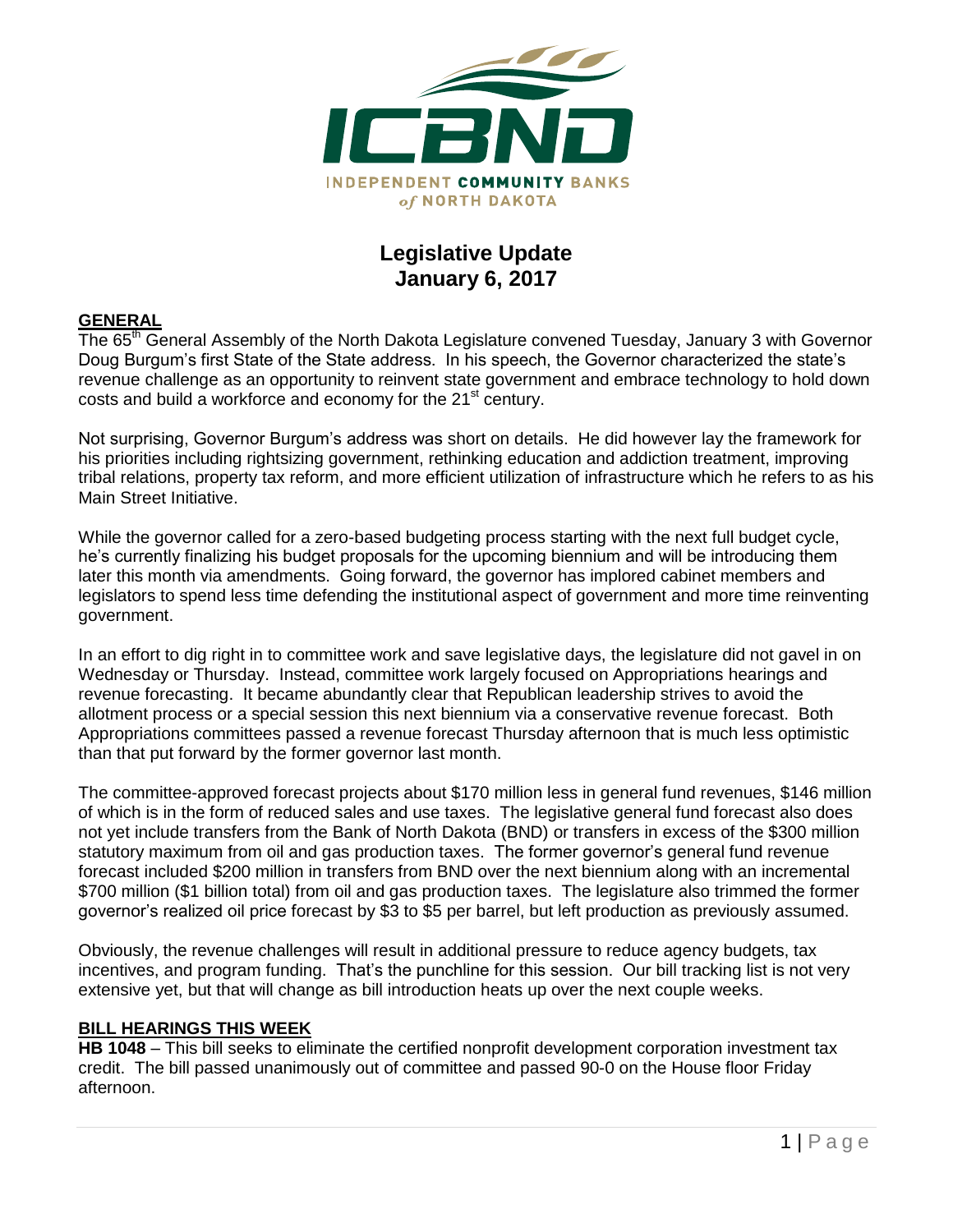ICBND

INDEPENDENT COMMUNITY BANKS of NORTH DAKOTA

# Legislative Update
## January 6, 2017

### GENERAL

The 65th General Assembly of the North Dakota Legislature convened Tuesday, January 3 with Governor Doug Burgum's first State of the State address. In his speech, the Governor characterized the state's revenue challenge as an opportunity to reinvent state government and embrace technology to hold down costs and build a workforce and economy for the 21st century.

Not surprising, Governor Burgum's address was short on details. He did however lay the framework for his priorities including rightsizing government, rethinking education and addiction treatment, improving tribal relations, property tax reform, and more efficient utilization of infrastructure which he refers to as his Main Street Initiative.

While the governor called for a zero-based budgeting process starting with the next full budget cycle, he's currently finalizing his budget proposals for the upcoming biennium and will be introducing them later this month via amendments. Going forward, the governor has implored cabinet members and legislators to spend less time defending the institutional aspect of government and more time reinventing government.

In an effort to dig right in to committee work and save legislative days, the legislature did not gavel in on Wednesday or Thursday. Instead, committee work largely focused on Appropriations hearings and revenue forecasting. It became abundantly clear that Republican leadership strives to avoid the allotment process or a special session this next biennium via a conservative revenue forecast. Both Appropriations committees passed a revenue forecast Thursday afternoon that is much less optimistic than that put forward by the former governor last month.

The committee-approved forecast projects about $170 million less in general fund revenues, $146 million of which is in the form of reduced sales and use taxes. The legislative general fund forecast also does not yet include transfers from the Bank of North Dakota (BND) or transfers in excess of the $300 million statutory maximum from oil and gas production taxes. The former governor's general fund revenue forecast included $200 million in transfers from BND over the next biennium along with an incremental $700 million ($1 billion total) from oil and gas production taxes. The legislature also trimmed the former governor's realized oil price forecast by $3 to $5 per barrel, but left production as previously assumed.

Obviously, the revenue challenges will result in additional pressure to reduce agency budgets, tax incentives, and program funding. That's the punchline for this session. Our bill tracking list is not very extensive yet, but that will change as bill introduction heats up over the next couple weeks.

### BILL HEARINGS THIS WEEK

**HB 1048** – This bill seeks to eliminate the certified nonprofit development corporation investment tax credit. The bill passed unanimously out of committee and passed 90-0 on the House floor Friday afternoon.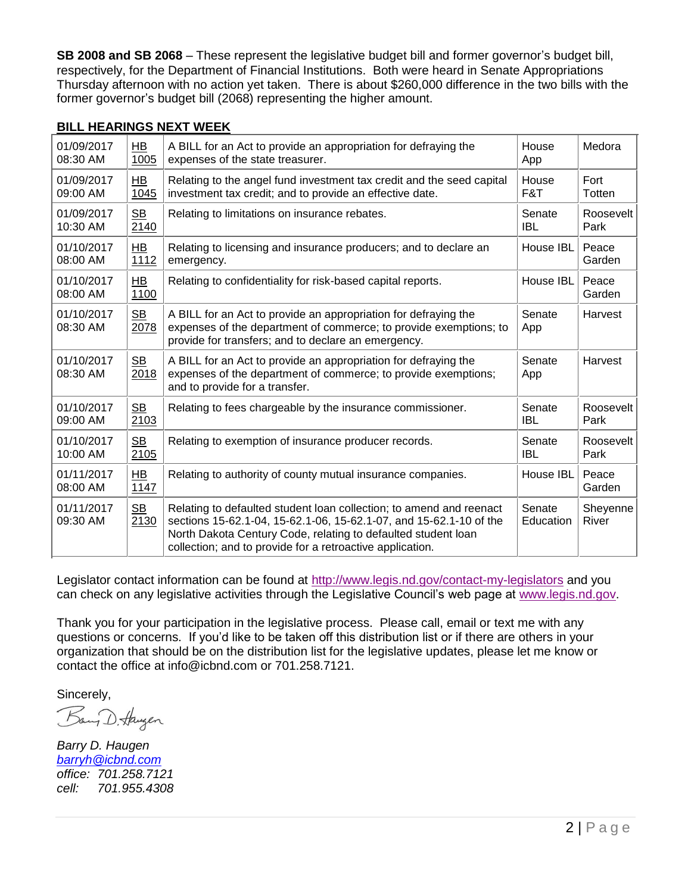**SB 2008 and SB 2068** – These represent the legislative budget bill and former governor's budget bill, respectively, for the Department of Financial Institutions. Both were heard in Senate Appropriations Thursday afternoon with no action yet taken. There is about $260,000 difference in the two bills with the former governor's budget bill (2068) representing the higher amount.

**BILL HEARINGS NEXT WEEK**

| | | | | |
|---|---|---|---|---|
| 01/09/2017 08:30 AM | HB 1005 | A BILL for an Act to provide an appropriation for defraying the expenses of the state treasurer. | House App | Medora |
| 01/09/2017 09:00 AM | HB 1045 | Relating to the angel fund investment tax credit and the seed capital investment tax credit; and to provide an effective date. | House F&T | Fort Totten |
| 01/09/2017 10:30 AM | SB 2140 | Relating to limitations on insurance rebates. | Senate IBL | Roosevelt Park |
| 01/10/2017 08:00 AM | HB 1112 | Relating to licensing and insurance producers; and to declare an emergency. | House IBL | Peace Garden |
| 01/10/2017 08:00 AM | HB 1100 | Relating to confidentiality for risk-based capital reports. | House IBL | Peace Garden |
| 01/10/2017 08:30 AM | SB 2078 | A BILL for an Act to provide an appropriation for defraying the expenses of the department of commerce; to provide exemptions; to provide for transfers; and to declare an emergency. | Senate App | Harvest |
| 01/10/2017 08:30 AM | SB 2018 | A BILL for an Act to provide an appropriation for defraying the expenses of the department of commerce; to provide exemptions; and to provide for a transfer. | Senate App | Harvest |
| 01/10/2017 09:00 AM | SB 2103 | Relating to fees chargeable by the insurance commissioner. | Senate IBL | Roosevelt Park |
| 01/10/2017 10:00 AM | SB 2105 | Relating to exemption of insurance producer records. | Senate IBL | Roosevelt Park |
| 01/11/2017 08:00 AM | HB 1147 | Relating to authority of county mutual insurance companies. | House IBL | Peace Garden |
| 01/11/2017 09:30 AM | SB 2130 | Relating to defaulted student loan collection; to amend and reenact sections 15-62.1-04, 15-62.1-06, 15-62.1-07, and 15-62.1-10 of the North Dakota Century Code, relating to defaulted student loan collection; and to provide for a retroactive application. | Senate Education | Sheyenne River |

Legislator contact information can be found at http://www.legis.nd.gov/contact-my-legislators and you can check on any legislative activities through the Legislative Council's web page at www.legis.nd.gov.

Thank you for your participation in the legislative process. Please call, email or text me with any questions or concerns. If you'd like to be taken off this distribution list or if there are others in your organization that should be on the distribution list for the legislative updates, please let me know or contact the office at info@icbnd.com or 701.258.7121.

Sincerely,

*Barry D. Haugen*
*barryh@icbnd.com*
*office: 701.258.7121*
*cell: 701.955.4308*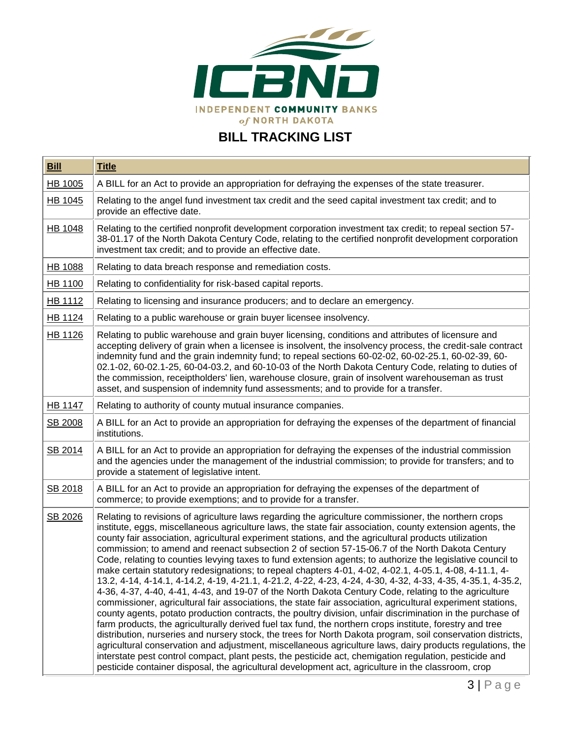INDEPENDENT COMMUNITY BANKS of NORTH DAKOTA

## BILL TRACKING LIST

| Bill | Title |
|---|---|
| HB 1005 | A BILL for an Act to provide an appropriation for defraying the expenses of the state treasurer. |
| HB 1045 | Relating to the angel fund investment tax credit and the seed capital investment tax credit; and to provide an effective date. |
| HB 1048 | Relating to the certified nonprofit development corporation investment tax credit; to repeal section 57-38-01.17 of the North Dakota Century Code, relating to the certified nonprofit development corporation investment tax credit; and to provide an effective date. |
| HB 1088 | Relating to data breach response and remediation costs. |
| HB 1100 | Relating to confidentiality for risk-based capital reports. |
| HB 1112 | Relating to licensing and insurance producers; and to declare an emergency. |
| HB 1124 | Relating to a public warehouse or grain buyer licensee insolvency. |
| HB 1126 | Relating to public warehouse and grain buyer licensing, conditions and attributes of licensure and accepting delivery of grain when a licensee is insolvent, the insolvency process, the credit-sale contract indemnity fund and the grain indemnity fund; to repeal sections 60-02-02, 60-02-25.1, 60-02-39, 60-02.1-02, 60-02.1-25, 60-04-03.2, and 60-10-03 of the North Dakota Century Code, relating to duties of the commission, receiptholders' lien, warehouse closure, grain of insolvent warehouseman as trust asset, and suspension of indemnity fund assessments; and to provide for a transfer. |
| HB 1147 | Relating to authority of county mutual insurance companies. |
| SB 2008 | A BILL for an Act to provide an appropriation for defraying the expenses of the department of financial institutions. |
| SB 2014 | A BILL for an Act to provide an appropriation for defraying the expenses of the industrial commission and the agencies under the management of the industrial commission; to provide for transfers; and to provide a statement of legislative intent. |
| SB 2018 | A BILL for an Act to provide an appropriation for defraying the expenses of the department of commerce; to provide exemptions; and to provide for a transfer. |
| SB 2026 | Relating to revisions of agriculture laws regarding the agriculture commissioner, the northern crops institute, eggs, miscellaneous agriculture laws, the state fair association, county extension agents, the county fair association, agricultural experiment stations, and the agricultural products utilization commission; to amend and reenact subsection 2 of section 57-15-06.7 of the North Dakota Century Code, relating to counties levying taxes to fund extension agents; to authorize the legislative council to make certain statutory redesignations; to repeal chapters 4-01, 4-02, 4-02.1, 4-05.1, 4-08, 4-11.1, 4-13.2, 4-14, 4-14.1, 4-14.2, 4-19, 4-21.1, 4-21.2, 4-22, 4-23, 4-24, 4-30, 4-32, 4-33, 4-35, 4-35.1, 4-35.2, 4-36, 4-37, 4-40, 4-41, 4-43, and 19-07 of the North Dakota Century Code, relating to the agriculture commissioner, agricultural fair associations, the state fair association, agricultural experiment stations, county agents, potato production contracts, the poultry division, unfair discrimination in the purchase of farm products, the agriculturally derived fuel tax fund, the northern crops institute, forestry and tree distribution, nurseries and nursery stock, the trees for North Dakota program, soil conservation districts, agricultural conservation and adjustment, miscellaneous agriculture laws, dairy products regulations, the interstate pest control compact, plant pests, the pesticide act, chemigation regulation, pesticide and pesticide container disposal, the agricultural development act, agriculture in the classroom, crop |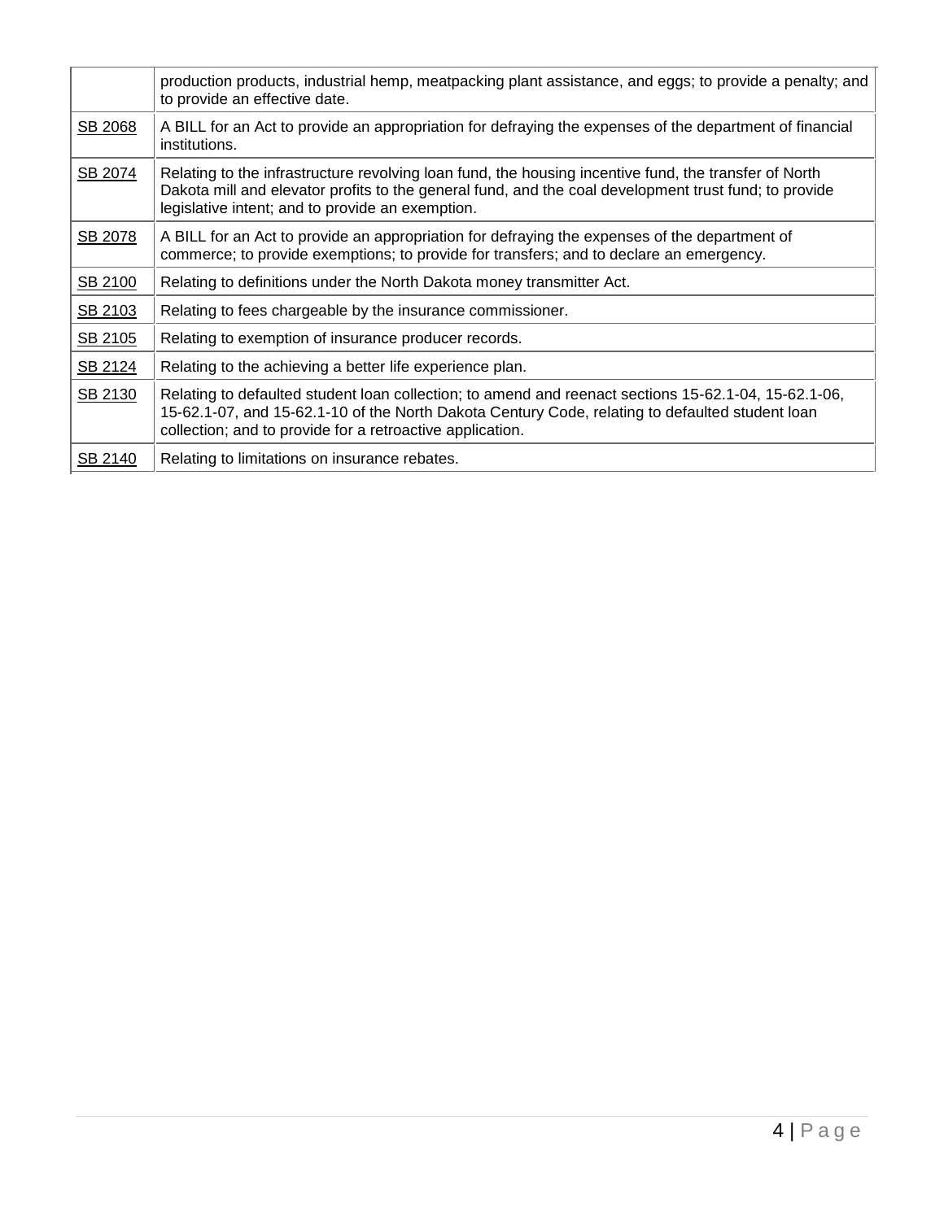| | |
|---|---|
| | production products, industrial hemp, meatpacking plant assistance, and eggs; to provide a penalty; and to provide an effective date. |
| SB 2068 | A BILL for an Act to provide an appropriation for defraying the expenses of the department of financial institutions. |
| SB 2074 | Relating to the infrastructure revolving loan fund, the housing incentive fund, the transfer of North Dakota mill and elevator profits to the general fund, and the coal development trust fund; to provide legislative intent; and to provide an exemption. |
| SB 2078 | A BILL for an Act to provide an appropriation for defraying the expenses of the department of commerce; to provide exemptions; to provide for transfers; and to declare an emergency. |
| SB 2100 | Relating to definitions under the North Dakota money transmitter Act. |
| SB 2103 | Relating to fees chargeable by the insurance commissioner. |
| SB 2105 | Relating to exemption of insurance producer records. |
| SB 2124 | Relating to the achieving a better life experience plan. |
| SB 2130 | Relating to defaulted student loan collection; to amend and reenact sections 15-62.1-04, 15-62.1-06, 15-62.1-07, and 15-62.1-10 of the North Dakota Century Code, relating to defaulted student loan collection; and to provide for a retroactive application. |
| SB 2140 | Relating to limitations on insurance rebates. |